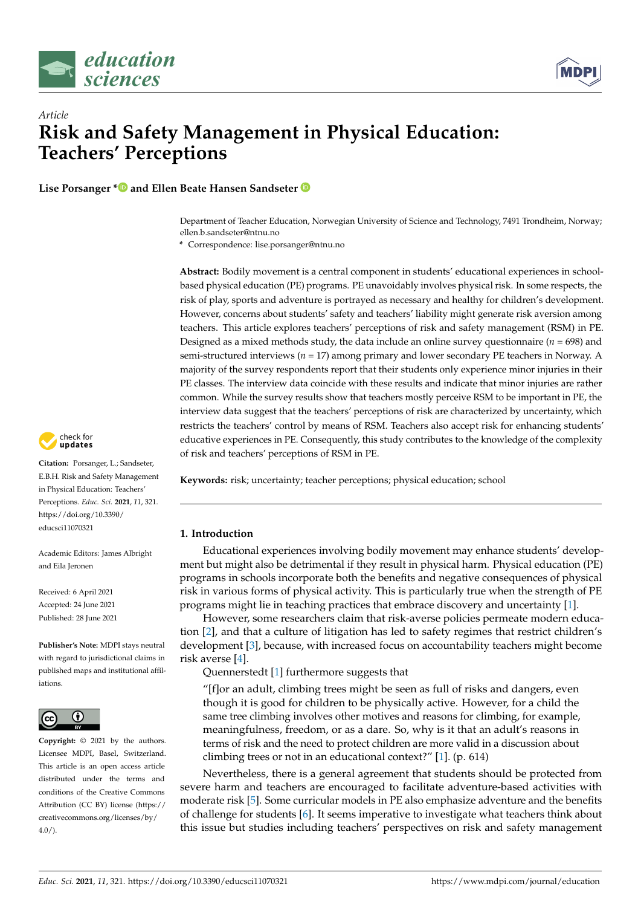*Article*

# Risk and Safety Management in Physical Education: Teachers' Perceptions

**Lise Porsanger * and Ellen Beate Hansen Sandseter**

Department of Teacher Education, Norwegian University of Science and Technology, 7491 Trondheim, Norway; ellen.b.sandseter@ntnu.no

* Correspondence: lise.porsanger@ntnu.no

**Abstract:** Bodily movement is a central component in students' educational experiences in school-based physical education (PE) programs. PE unavoidably involves physical risk. In some respects, the risk of play, sports and adventure is portrayed as necessary and healthy for children's development. However, concerns about students' safety and teachers' liability might generate risk aversion among teachers. This article explores teachers' perceptions of risk and safety management (RSM) in PE. Designed as a mixed methods study, the data include an online survey questionnaire ($n = 698$) and semi-structured interviews ($n = 17$) among primary and lower secondary PE teachers in Norway. A majority of the survey respondents report that their students only experience minor injuries in their PE classes. The interview data coincide with these results and indicate that minor injuries are rather common. While the survey results show that teachers mostly perceive RSM to be important in PE, the interview data suggest that the teachers' perceptions of risk are characterized by uncertainty, which restricts the teachers' control by means of RSM. Teachers also accept risk for enhancing students' educative experiences in PE. Consequently, this study contributes to the knowledge of the complexity of risk and teachers' perceptions of RSM in PE.

**Keywords:** risk; uncertainty; teacher perceptions; physical education; school

**Citation:** Porsanger, L.; Sandseter, E.B.H. Risk and Safety Management in Physical Education: Teachers' Perceptions. *Educ. Sci.* **2021**, *11*, 321. https://doi.org/10.3390/educsci11070321

Academic Editors: James Albright and Eila Jeronen

Received: 6 April 2021
Accepted: 24 June 2021
Published: 28 June 2021

**Publisher's Note:** MDPI stays neutral with regard to jurisdictional claims in published maps and institutional affiliations.

**Copyright:** © 2021 by the authors. Licensee MDPI, Basel, Switzerland. This article is an open access article distributed under the terms and conditions of the Creative Commons Attribution (CC BY) license (https://creativecommons.org/licenses/by/4.0/).

## 1. Introduction

Educational experiences involving bodily movement may enhance students' development but might also be detrimental if they result in physical harm. Physical education (PE) programs in schools incorporate both the benefits and negative consequences of physical risk in various forms of physical activity. This is particularly true when the strength of PE programs might lie in teaching practices that embrace discovery and uncertainty [1].

However, some researchers claim that risk-averse policies permeate modern education [2], and that a culture of litigation has led to safety regimes that restrict children's development [3], because, with increased focus on accountability teachers might become risk averse [4].

Quennerstedt [1] furthermore suggests that

"[f]or an adult, climbing trees might be seen as full of risks and dangers, even though it is good for children to be physically active. However, for a child the same tree climbing involves other motives and reasons for climbing, for example, meaningfulness, freedom, or as a dare. So, why is it that an adult's reasons in terms of risk and the need to protect children are more valid in a discussion about climbing trees or not in an educational context?" [1]. (p. 614)

Nevertheless, there is a general agreement that students should be protected from severe harm and teachers are encouraged to facilitate adventure-based activities with moderate risk [5]. Some curricular models in PE also emphasize adventure and the benefits of challenge for students [6]. It seems imperative to investigate what teachers think about this issue but studies including teachers' perspectives on risk and safety management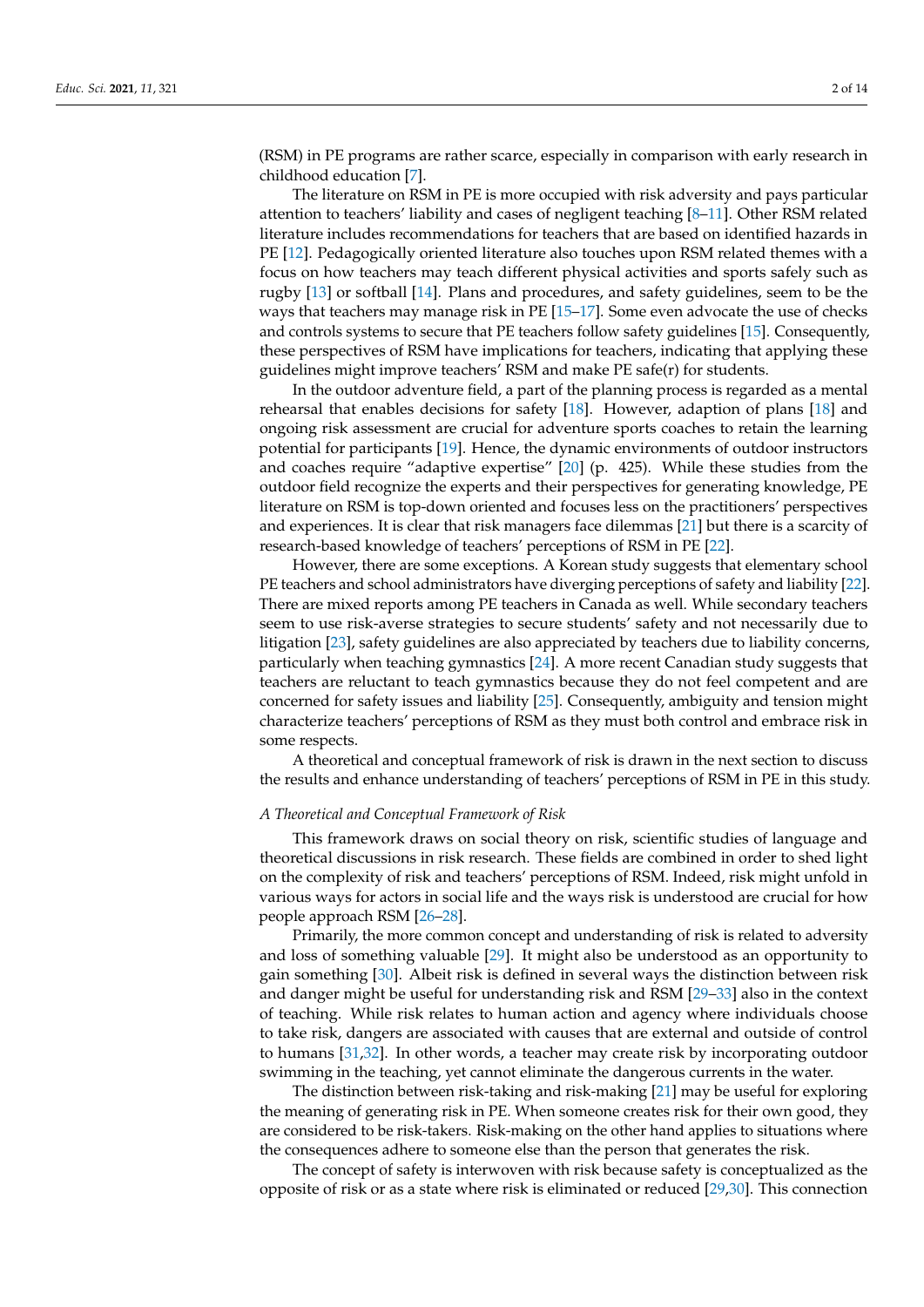(RSM) in PE programs are rather scarce, especially in comparison with early research in childhood education [7].

The literature on RSM in PE is more occupied with risk adversity and pays particular attention to teachers' liability and cases of negligent teaching [8–11]. Other RSM related literature includes recommendations for teachers that are based on identified hazards in PE [12]. Pedagogically oriented literature also touches upon RSM related themes with a focus on how teachers may teach different physical activities and sports safely such as rugby [13] or softball [14]. Plans and procedures, and safety guidelines, seem to be the ways that teachers may manage risk in PE [15–17]. Some even advocate the use of checks and controls systems to secure that PE teachers follow safety guidelines [15]. Consequently, these perspectives of RSM have implications for teachers, indicating that applying these guidelines might improve teachers' RSM and make PE safe(r) for students.

In the outdoor adventure field, a part of the planning process is regarded as a mental rehearsal that enables decisions for safety [18]. However, adaption of plans [18] and ongoing risk assessment are crucial for adventure sports coaches to retain the learning potential for participants [19]. Hence, the dynamic environments of outdoor instructors and coaches require "adaptive expertise" [20] (p. 425). While these studies from the outdoor field recognize the experts and their perspectives for generating knowledge, PE literature on RSM is top-down oriented and focuses less on the practitioners' perspectives and experiences. It is clear that risk managers face dilemmas [21] but there is a scarcity of research-based knowledge of teachers' perceptions of RSM in PE [22].

However, there are some exceptions. A Korean study suggests that elementary school PE teachers and school administrators have diverging perceptions of safety and liability [22]. There are mixed reports among PE teachers in Canada as well. While secondary teachers seem to use risk-averse strategies to secure students' safety and not necessarily due to litigation [23], safety guidelines are also appreciated by teachers due to liability concerns, particularly when teaching gymnastics [24]. A more recent Canadian study suggests that teachers are reluctant to teach gymnastics because they do not feel competent and are concerned for safety issues and liability [25]. Consequently, ambiguity and tension might characterize teachers' perceptions of RSM as they must both control and embrace risk in some respects.

A theoretical and conceptual framework of risk is drawn in the next section to discuss the results and enhance understanding of teachers' perceptions of RSM in PE in this study.

### *A Theoretical and Conceptual Framework of Risk*

This framework draws on social theory on risk, scientific studies of language and theoretical discussions in risk research. These fields are combined in order to shed light on the complexity of risk and teachers' perceptions of RSM. Indeed, risk might unfold in various ways for actors in social life and the ways risk is understood are crucial for how people approach RSM [26–28].

Primarily, the more common concept and understanding of risk is related to adversity and loss of something valuable [29]. It might also be understood as an opportunity to gain something [30]. Albeit risk is defined in several ways the distinction between risk and danger might be useful for understanding risk and RSM [29–33] also in the context of teaching. While risk relates to human action and agency where individuals choose to take risk, dangers are associated with causes that are external and outside of control to humans [31,32]. In other words, a teacher may create risk by incorporating outdoor swimming in the teaching, yet cannot eliminate the dangerous currents in the water.

The distinction between risk-taking and risk-making [21] may be useful for exploring the meaning of generating risk in PE. When someone creates risk for their own good, they are considered to be risk-takers. Risk-making on the other hand applies to situations where the consequences adhere to someone else than the person that generates the risk.

The concept of safety is interwoven with risk because safety is conceptualized as the opposite of risk or as a state where risk is eliminated or reduced [29,30]. This connection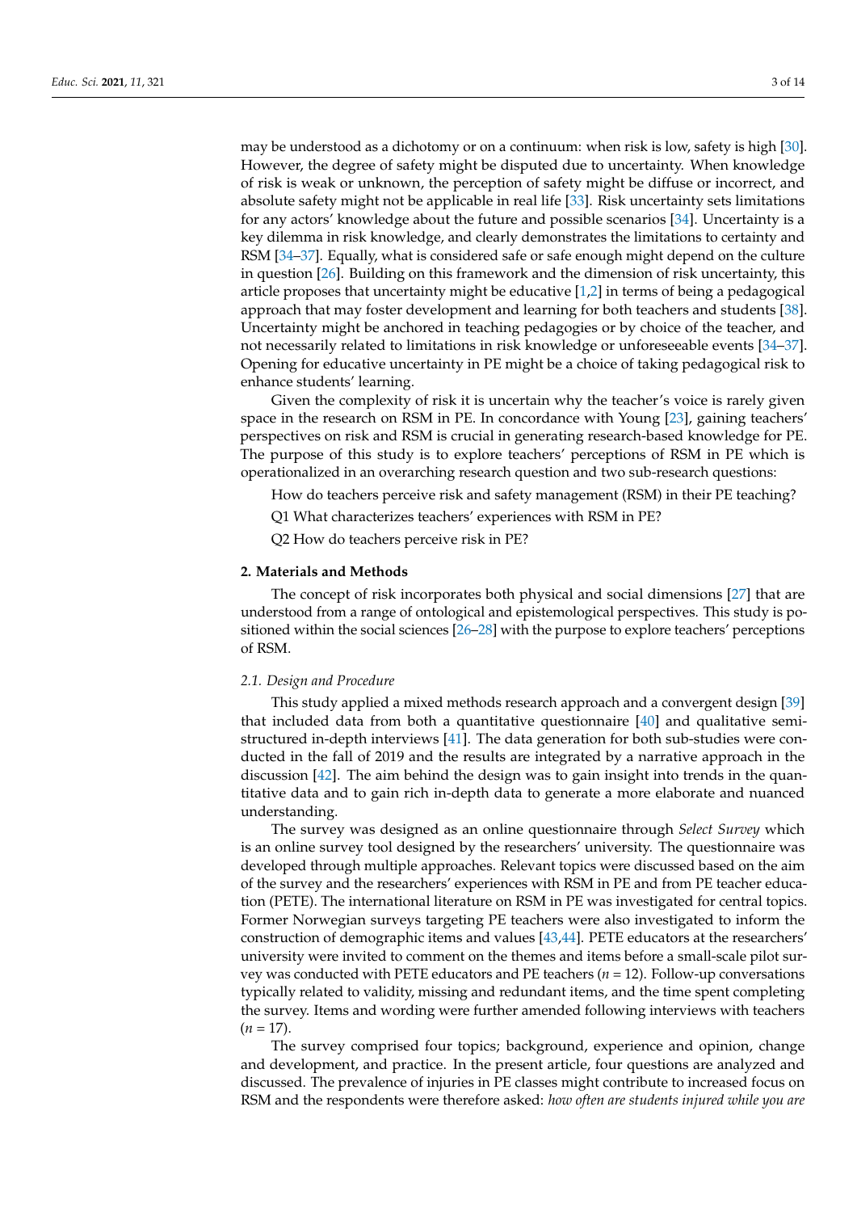may be understood as a dichotomy or on a continuum: when risk is low, safety is high [30]. However, the degree of safety might be disputed due to uncertainty. When knowledge of risk is weak or unknown, the perception of safety might be diffuse or incorrect, and absolute safety might not be applicable in real life [33]. Risk uncertainty sets limitations for any actors' knowledge about the future and possible scenarios [34]. Uncertainty is a key dilemma in risk knowledge, and clearly demonstrates the limitations to certainty and RSM [34–37]. Equally, what is considered safe or safe enough might depend on the culture in question [26]. Building on this framework and the dimension of risk uncertainty, this article proposes that uncertainty might be educative [1,2] in terms of being a pedagogical approach that may foster development and learning for both teachers and students [38]. Uncertainty might be anchored in teaching pedagogies or by choice of the teacher, and not necessarily related to limitations in risk knowledge or unforeseeable events [34–37]. Opening for educative uncertainty in PE might be a choice of taking pedagogical risk to enhance students' learning.

Given the complexity of risk it is uncertain why the teacher's voice is rarely given space in the research on RSM in PE. In concordance with Young [23], gaining teachers' perspectives on risk and RSM is crucial in generating research-based knowledge for PE. The purpose of this study is to explore teachers' perceptions of RSM in PE which is operationalized in an overarching research question and two sub-research questions:

How do teachers perceive risk and safety management (RSM) in their PE teaching?

Q1 What characterizes teachers' experiences with RSM in PE?

Q2 How do teachers perceive risk in PE?

## 2. Materials and Methods

The concept of risk incorporates both physical and social dimensions [27] that are understood from a range of ontological and epistemological perspectives. This study is positioned within the social sciences [26–28] with the purpose to explore teachers' perceptions of RSM.

### 2.1. Design and Procedure

This study applied a mixed methods research approach and a convergent design [39] that included data from both a quantitative questionnaire [40] and qualitative semi-structured in-depth interviews [41]. The data generation for both sub-studies were conducted in the fall of 2019 and the results are integrated by a narrative approach in the discussion [42]. The aim behind the design was to gain insight into trends in the quantitative data and to gain rich in-depth data to generate a more elaborate and nuanced understanding.

The survey was designed as an online questionnaire through *Select Survey* which is an online survey tool designed by the researchers' university. The questionnaire was developed through multiple approaches. Relevant topics were discussed based on the aim of the survey and the researchers' experiences with RSM in PE and from PE teacher education (PETE). The international literature on RSM in PE was investigated for central topics. Former Norwegian surveys targeting PE teachers were also investigated to inform the construction of demographic items and values [43,44]. PETE educators at the researchers' university were invited to comment on the themes and items before a small-scale pilot survey was conducted with PETE educators and PE teachers ($n$ = 12). Follow-up conversations typically related to validity, missing and redundant items, and the time spent completing the survey. Items and wording were further amended following interviews with teachers ($n$ = 17).

The survey comprised four topics; background, experience and opinion, change and development, and practice. In the present article, four questions are analyzed and discussed. The prevalence of injuries in PE classes might contribute to increased focus on RSM and the respondents were therefore asked: *how often are students injured while you are*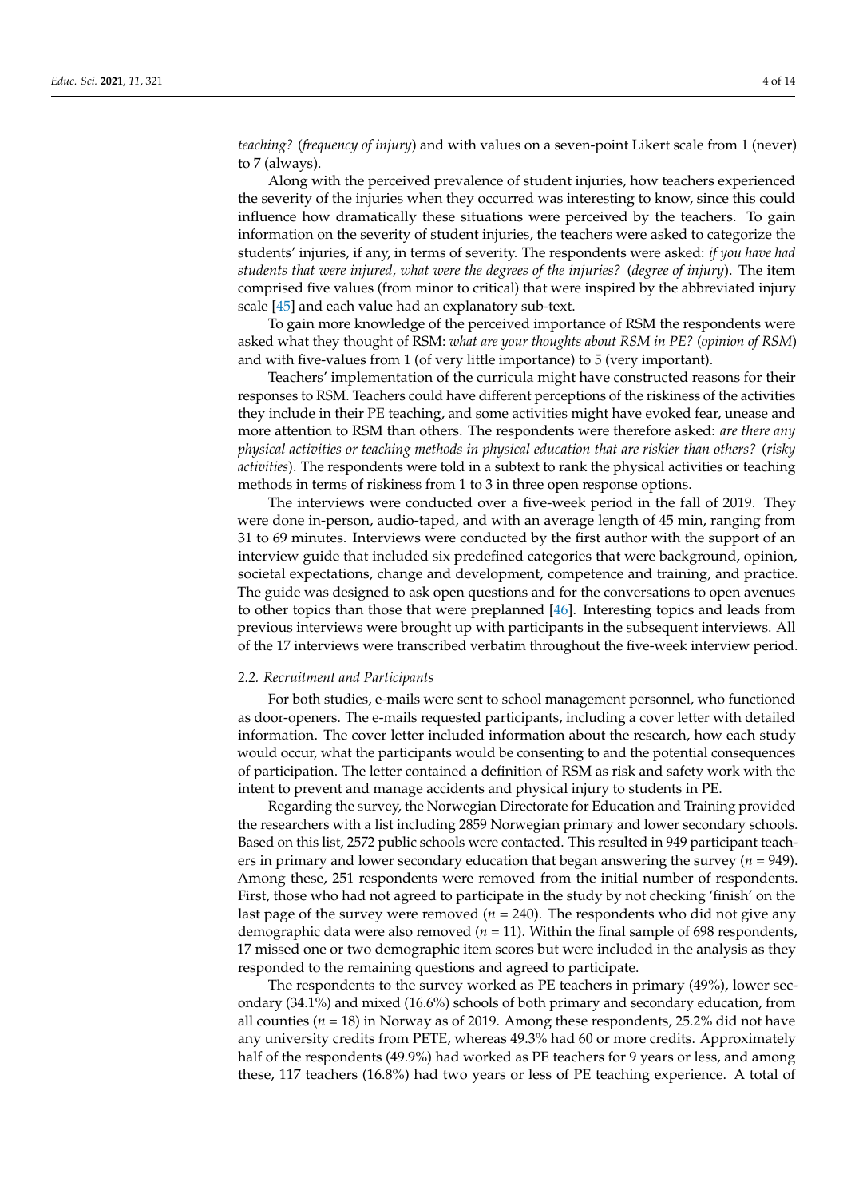*teaching?* (*frequency of injury*) and with values on a seven-point Likert scale from 1 (never) to 7 (always).

Along with the perceived prevalence of student injuries, how teachers experienced the severity of the injuries when they occurred was interesting to know, since this could influence how dramatically these situations were perceived by the teachers. To gain information on the severity of student injuries, the teachers were asked to categorize the students' injuries, if any, in terms of severity. The respondents were asked: *if you have had students that were injured, what were the degrees of the injuries?* (*degree of injury*). The item comprised five values (from minor to critical) that were inspired by the abbreviated injury scale [45] and each value had an explanatory sub-text.

To gain more knowledge of the perceived importance of RSM the respondents were asked what they thought of RSM: *what are your thoughts about RSM in PE?* (*opinion of RSM*) and with five-values from 1 (of very little importance) to 5 (very important).

Teachers' implementation of the curricula might have constructed reasons for their responses to RSM. Teachers could have different perceptions of the riskiness of the activities they include in their PE teaching, and some activities might have evoked fear, unease and more attention to RSM than others. The respondents were therefore asked: *are there any physical activities or teaching methods in physical education that are riskier than others?* (*risky activities*). The respondents were told in a subtext to rank the physical activities or teaching methods in terms of riskiness from 1 to 3 in three open response options.

The interviews were conducted over a five-week period in the fall of 2019. They were done in-person, audio-taped, and with an average length of 45 min, ranging from 31 to 69 minutes. Interviews were conducted by the first author with the support of an interview guide that included six predefined categories that were background, opinion, societal expectations, change and development, competence and training, and practice. The guide was designed to ask open questions and for the conversations to open avenues to other topics than those that were preplanned [46]. Interesting topics and leads from previous interviews were brought up with participants in the subsequent interviews. All of the 17 interviews were transcribed verbatim throughout the five-week interview period.

### 2.2. Recruitment and Participants

For both studies, e-mails were sent to school management personnel, who functioned as door-openers. The e-mails requested participants, including a cover letter with detailed information. The cover letter included information about the research, how each study would occur, what the participants would be consenting to and the potential consequences of participation. The letter contained a definition of RSM as risk and safety work with the intent to prevent and manage accidents and physical injury to students in PE.

Regarding the survey, the Norwegian Directorate for Education and Training provided the researchers with a list including 2859 Norwegian primary and lower secondary schools. Based on this list, 2572 public schools were contacted. This resulted in 949 participant teachers in primary and lower secondary education that began answering the survey ($n$ = 949). Among these, 251 respondents were removed from the initial number of respondents. First, those who had not agreed to participate in the study by not checking 'finish' on the last page of the survey were removed ($n$ = 240). The respondents who did not give any demographic data were also removed ($n$ = 11). Within the final sample of 698 respondents, 17 missed one or two demographic item scores but were included in the analysis as they responded to the remaining questions and agreed to participate.

The respondents to the survey worked as PE teachers in primary (49%), lower secondary (34.1%) and mixed (16.6%) schools of both primary and secondary education, from all counties ($n$ = 18) in Norway as of 2019. Among these respondents, 25.2% did not have any university credits from PETE, whereas 49.3% had 60 or more credits. Approximately half of the respondents (49.9%) had worked as PE teachers for 9 years or less, and among these, 117 teachers (16.8%) had two years or less of PE teaching experience. A total of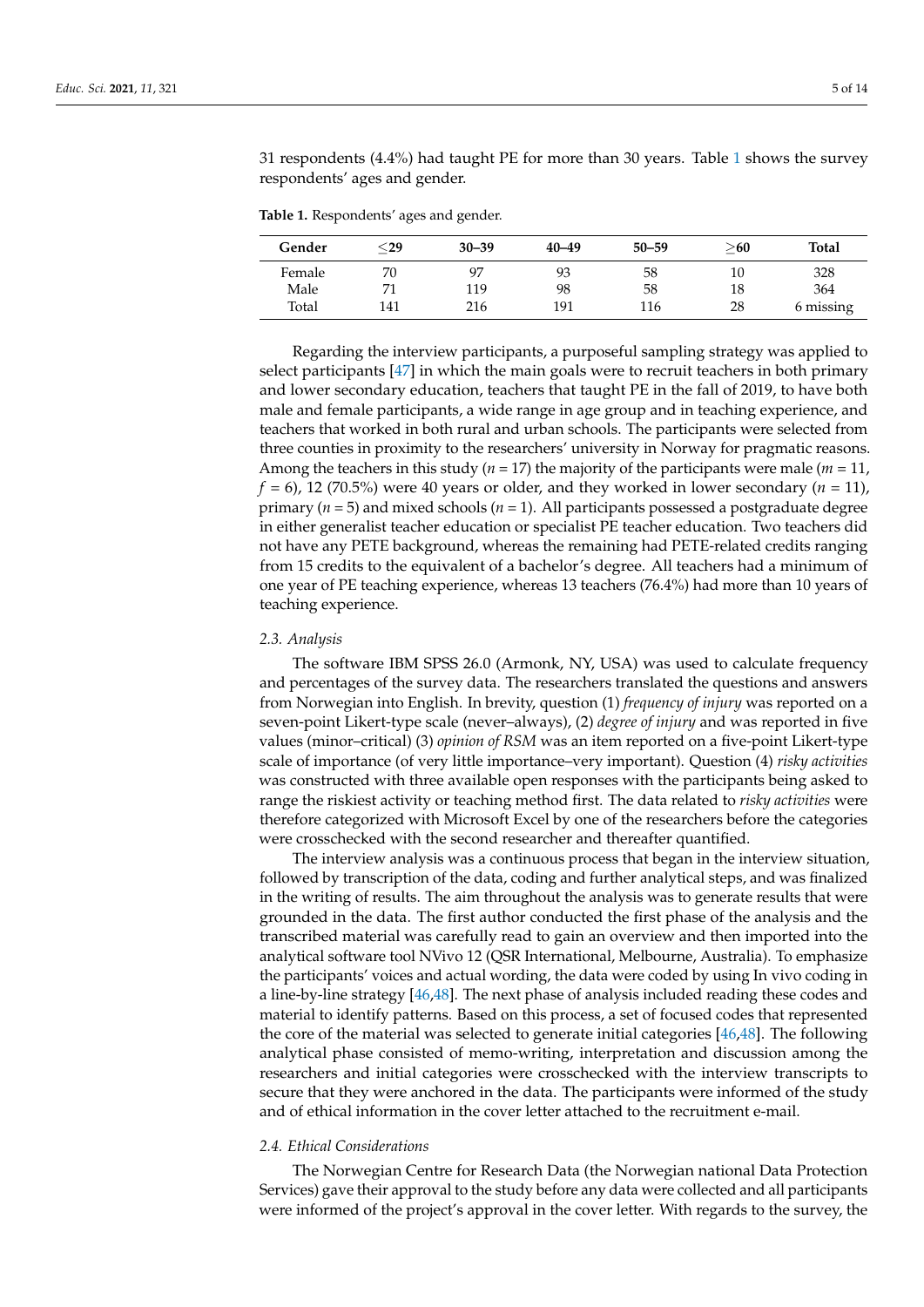31 respondents (4.4%) had taught PE for more than 30 years. Table 1 shows the survey respondents' ages and gender.

**Table 1.** Respondents' ages and gender.

| Gender | ≤29 | 30–39 | 40–49 | 50–59 | ≥60 | Total |
|---|---|---|---|---|---|---|
| Female | 70 | 97 | 93 | 58 | 10 | 328 |
| Male | 71 | 119 | 98 | 58 | 18 | 364 |
| Total | 141 | 216 | 191 | 116 | 28 | 6 missing |

Regarding the interview participants, a purposeful sampling strategy was applied to select participants [47] in which the main goals were to recruit teachers in both primary and lower secondary education, teachers that taught PE in the fall of 2019, to have both male and female participants, a wide range in age group and in teaching experience, and teachers that worked in both rural and urban schools. The participants were selected from three counties in proximity to the researchers' university in Norway for pragmatic reasons. Among the teachers in this study ($n$ = 17) the majority of the participants were male ($m$ = 11, $f$ = 6), 12 (70.5%) were 40 years or older, and they worked in lower secondary ($n$ = 11), primary ($n$ = 5) and mixed schools ($n$ = 1). All participants possessed a postgraduate degree in either generalist teacher education or specialist PE teacher education. Two teachers did not have any PETE background, whereas the remaining had PETE-related credits ranging from 15 credits to the equivalent of a bachelor's degree. All teachers had a minimum of one year of PE teaching experience, whereas 13 teachers (76.4%) had more than 10 years of teaching experience.

### 2.3. Analysis

The software IBM SPSS 26.0 (Armonk, NY, USA) was used to calculate frequency and percentages of the survey data. The researchers translated the questions and answers from Norwegian into English. In brevity, question (1) *frequency of injury* was reported on a seven-point Likert-type scale (never–always), (2) *degree of injury* and was reported in five values (minor–critical) (3) *opinion of RSM* was an item reported on a five-point Likert-type scale of importance (of very little importance–very important). Question (4) *risky activities* was constructed with three available open responses with the participants being asked to range the riskiest activity or teaching method first. The data related to *risky activities* were therefore categorized with Microsoft Excel by one of the researchers before the categories were crosschecked with the second researcher and thereafter quantified.

The interview analysis was a continuous process that began in the interview situation, followed by transcription of the data, coding and further analytical steps, and was finalized in the writing of results. The aim throughout the analysis was to generate results that were grounded in the data. The first author conducted the first phase of the analysis and the transcribed material was carefully read to gain an overview and then imported into the analytical software tool NVivo 12 (QSR International, Melbourne, Australia). To emphasize the participants' voices and actual wording, the data were coded by using In vivo coding in a line-by-line strategy [46,48]. The next phase of analysis included reading these codes and material to identify patterns. Based on this process, a set of focused codes that represented the core of the material was selected to generate initial categories [46,48]. The following analytical phase consisted of memo-writing, interpretation and discussion among the researchers and initial categories were crosschecked with the interview transcripts to secure that they were anchored in the data. The participants were informed of the study and of ethical information in the cover letter attached to the recruitment e-mail.

### 2.4. Ethical Considerations

The Norwegian Centre for Research Data (the Norwegian national Data Protection Services) gave their approval to the study before any data were collected and all participants were informed of the project's approval in the cover letter. With regards to the survey, the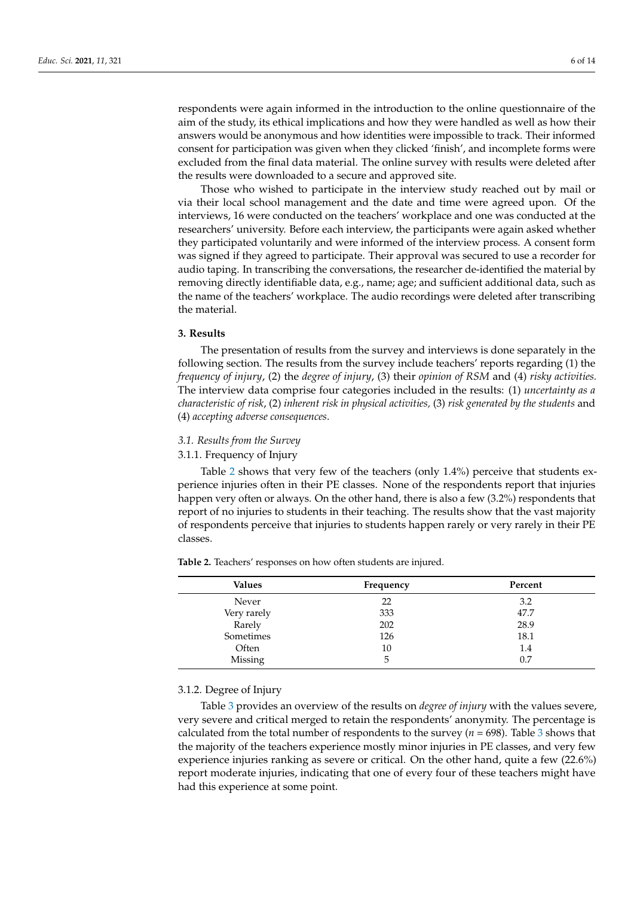respondents were again informed in the introduction to the online questionnaire of the aim of the study, its ethical implications and how they were handled as well as how their answers would be anonymous and how identities were impossible to track. Their informed consent for participation was given when they clicked 'finish', and incomplete forms were excluded from the final data material. The online survey with results were deleted after the results were downloaded to a secure and approved site.

Those who wished to participate in the interview study reached out by mail or via their local school management and the date and time were agreed upon. Of the interviews, 16 were conducted on the teachers' workplace and one was conducted at the researchers' university. Before each interview, the participants were again asked whether they participated voluntarily and were informed of the interview process. A consent form was signed if they agreed to participate. Their approval was secured to use a recorder for audio taping. In transcribing the conversations, the researcher de-identified the material by removing directly identifiable data, e.g., name; age; and sufficient additional data, such as the name of the teachers' workplace. The audio recordings were deleted after transcribing the material.

## 3. Results

The presentation of results from the survey and interviews is done separately in the following section. The results from the survey include teachers' reports regarding (1) the *frequency of injury*, (2) the *degree of injury*, (3) their *opinion of RSM* and (4) *risky activities.* The interview data comprise four categories included in the results: (1) *uncertainty as a characteristic of risk*, (2) *inherent risk in physical activities,* (3) *risk generated by the students* and (4) *accepting adverse consequences*.

### 3.1. Results from the Survey

#### 3.1.1. Frequency of Injury

Table 2 shows that very few of the teachers (only 1.4%) perceive that students experience injuries often in their PE classes. None of the respondents report that injuries happen very often or always. On the other hand, there is also a few (3.2%) respondents that report of no injuries to students in their teaching. The results show that the vast majority of respondents perceive that injuries to students happen rarely or very rarely in their PE classes.

**Table 2.** Teachers' responses on how often students are injured.

| Values | Frequency | Percent |
|---|---|---|
| Never | 22 | 3.2 |
| Very rarely | 333 | 47.7 |
| Rarely | 202 | 28.9 |
| Sometimes | 126 | 18.1 |
| Often | 10 | 1.4 |
| Missing | 5 | 0.7 |

#### 3.1.2. Degree of Injury

Table 3 provides an overview of the results on *degree of injury* with the values severe, very severe and critical merged to retain the respondents' anonymity. The percentage is calculated from the total number of respondents to the survey ($n$ = 698). Table 3 shows that the majority of the teachers experience mostly minor injuries in PE classes, and very few experience injuries ranking as severe or critical. On the other hand, quite a few (22.6%) report moderate injuries, indicating that one of every four of these teachers might have had this experience at some point.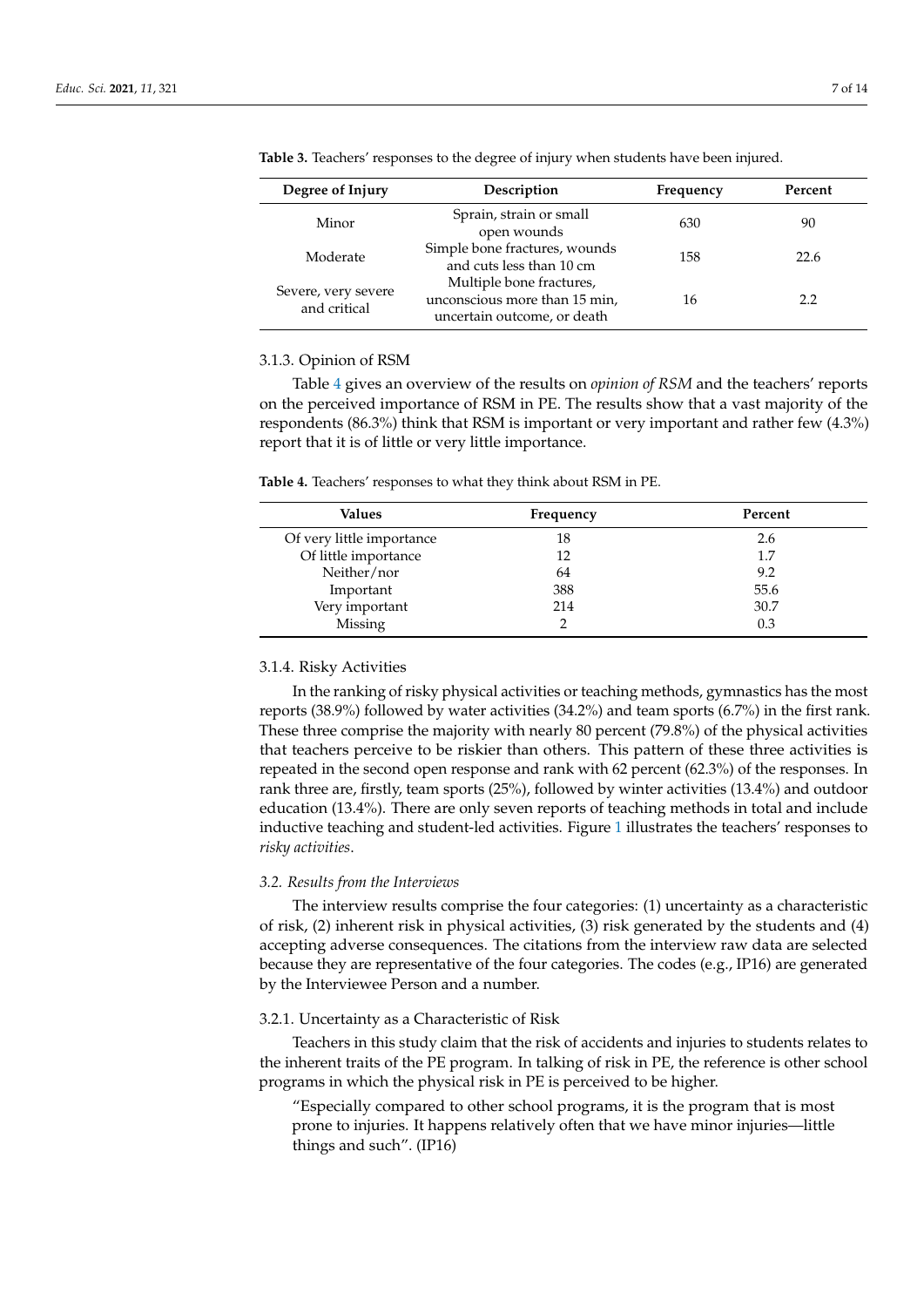**Table 3.** Teachers' responses to the degree of injury when students have been injured.

| Degree of Injury | Description | Frequency | Percent |
|---|---|---|---|
| Minor | Sprain, strain or small open wounds | 630 | 90 |
| Moderate | Simple bone fractures, wounds and cuts less than 10 cm | 158 | 22.6 |
| Severe, very severe and critical | Multiple bone fractures, unconscious more than 15 min, uncertain outcome, or death | 16 | 2.2 |

3.1.3. Opinion of RSM

Table 4 gives an overview of the results on *opinion of RSM* and the teachers' reports on the perceived importance of RSM in PE. The results show that a vast majority of the respondents (86.3%) think that RSM is important or very important and rather few (4.3%) report that it is of little or very little importance.

**Table 4.** Teachers' responses to what they think about RSM in PE.

| Values | Frequency | Percent |
|---|---|---|
| Of very little importance | 18 | 2.6 |
| Of little importance | 12 | 1.7 |
| Neither/nor | 64 | 9.2 |
| Important | 388 | 55.6 |
| Very important | 214 | 30.7 |
| Missing | 2 | 0.3 |

3.1.4. Risky Activities

In the ranking of risky physical activities or teaching methods, gymnastics has the most reports (38.9%) followed by water activities (34.2%) and team sports (6.7%) in the first rank. These three comprise the majority with nearly 80 percent (79.8%) of the physical activities that teachers perceive to be riskier than others. This pattern of these three activities is repeated in the second open response and rank with 62 percent (62.3%) of the responses. In rank three are, firstly, team sports (25%), followed by winter activities (13.4%) and outdoor education (13.4%). There are only seven reports of teaching methods in total and include inductive teaching and student-led activities. Figure 1 illustrates the teachers' responses to *risky activities*.

### *3.2. Results from the Interviews*

The interview results comprise the four categories: (1) uncertainty as a characteristic of risk, (2) inherent risk in physical activities, (3) risk generated by the students and (4) accepting adverse consequences. The citations from the interview raw data are selected because they are representative of the four categories. The codes (e.g., IP16) are generated by the Interviewee Person and a number.

3.2.1. Uncertainty as a Characteristic of Risk

Teachers in this study claim that the risk of accidents and injuries to students relates to the inherent traits of the PE program. In talking of risk in PE, the reference is other school programs in which the physical risk in PE is perceived to be higher.

> "Especially compared to other school programs, it is the program that is most prone to injuries. It happens relatively often that we have minor injuries—little things and such". (IP16)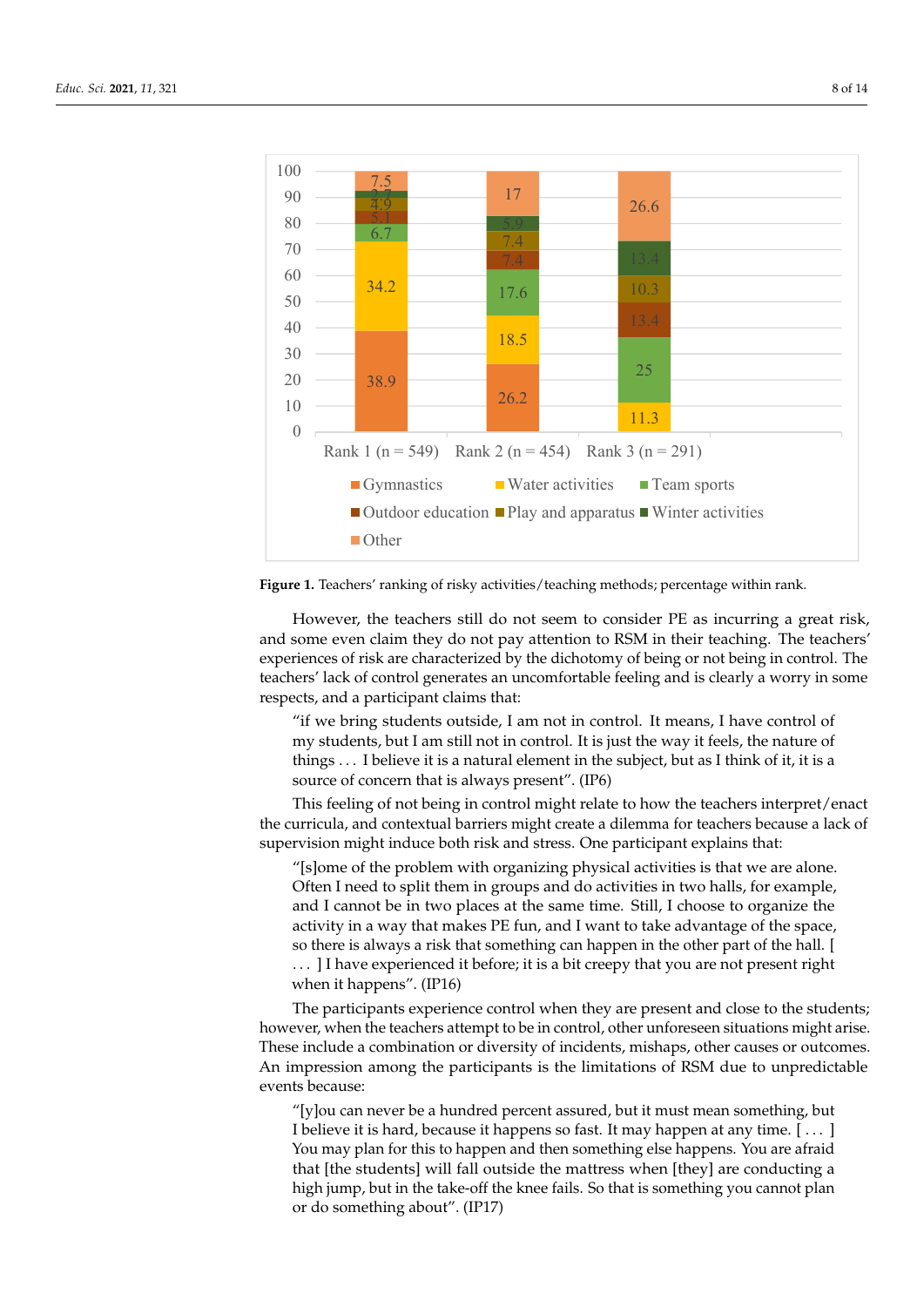**Figure 1.** Teachers' ranking of risky activities/teaching methods; percentage within rank.

However, the teachers still do not seem to consider PE as incurring a great risk, and some even claim they do not pay attention to RSM in their teaching. The teachers' experiences of risk are characterized by the dichotomy of being or not being in control. The teachers' lack of control generates an uncomfortable feeling and is clearly a worry in some respects, and a participant claims that:

> "if we bring students outside, I am not in control. It means, I have control of my students, but I am still not in control. It is just the way it feels, the nature of things ... I believe it is a natural element in the subject, but as I think of it, it is a source of concern that is always present". (IP6)

This feeling of not being in control might relate to how the teachers interpret/enact the curricula, and contextual barriers might create a dilemma for teachers because a lack of supervision might induce both risk and stress. One participant explains that:

> "[s]ome of the problem with organizing physical activities is that we are alone. Often I need to split them in groups and do activities in two halls, for example, and I cannot be in two places at the same time. Still, I choose to organize the activity in a way that makes PE fun, and I want to take advantage of the space, so there is always a risk that something can happen in the other part of the hall. [ ... ] I have experienced it before; it is a bit creepy that you are not present right when it happens". (IP16)

The participants experience control when they are present and close to the students; however, when the teachers attempt to be in control, other unforeseen situations might arise. These include a combination or diversity of incidents, mishaps, other causes or outcomes. An impression among the participants is the limitations of RSM due to unpredictable events because:

> "[y]ou can never be a hundred percent assured, but it must mean something, but I believe it is hard, because it happens so fast. It may happen at any time. [ ... ] You may plan for this to happen and then something else happens. You are afraid that [the students] will fall outside the mattress when [they] are conducting a high jump, but in the take-off the knee fails. So that is something you cannot plan or do something about". (IP17)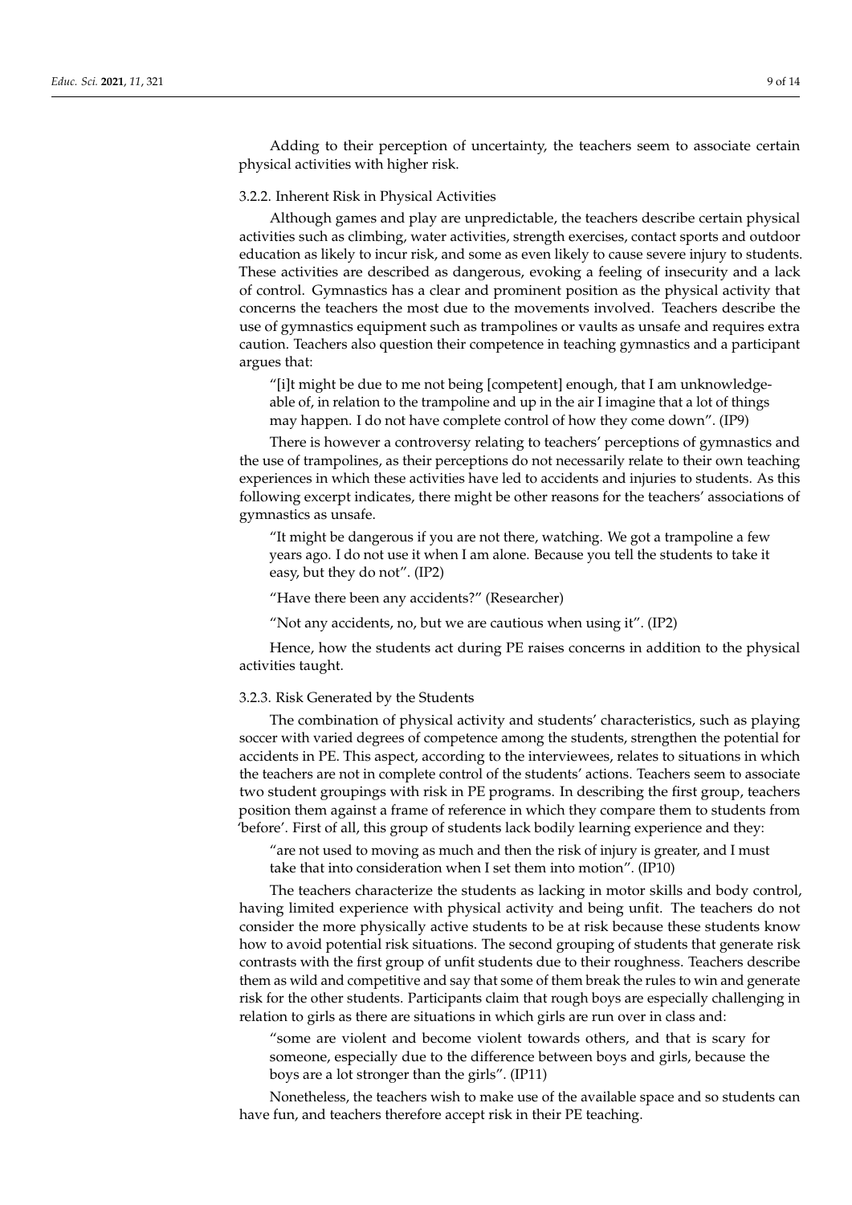Adding to their perception of uncertainty, the teachers seem to associate certain physical activities with higher risk.

### 3.2.2. Inherent Risk in Physical Activities

Although games and play are unpredictable, the teachers describe certain physical activities such as climbing, water activities, strength exercises, contact sports and outdoor education as likely to incur risk, and some as even likely to cause severe injury to students. These activities are described as dangerous, evoking a feeling of insecurity and a lack of control. Gymnastics has a clear and prominent position as the physical activity that concerns the teachers the most due to the movements involved. Teachers describe the use of gymnastics equipment such as trampolines or vaults as unsafe and requires extra caution. Teachers also question their competence in teaching gymnastics and a participant argues that:

> "[i]t might be due to me not being [competent] enough, that I am unknowledgeable of, in relation to the trampoline and up in the air I imagine that a lot of things may happen. I do not have complete control of how they come down". (IP9)

There is however a controversy relating to teachers' perceptions of gymnastics and the use of trampolines, as their perceptions do not necessarily relate to their own teaching experiences in which these activities have led to accidents and injuries to students. As this following excerpt indicates, there might be other reasons for the teachers' associations of gymnastics as unsafe.

> "It might be dangerous if you are not there, watching. We got a trampoline a few years ago. I do not use it when I am alone. Because you tell the students to take it easy, but they do not". (IP2)
>
> "Have there been any accidents?" (Researcher)
>
> "Not any accidents, no, but we are cautious when using it". (IP2)

Hence, how the students act during PE raises concerns in addition to the physical activities taught.

### 3.2.3. Risk Generated by the Students

The combination of physical activity and students' characteristics, such as playing soccer with varied degrees of competence among the students, strengthen the potential for accidents in PE. This aspect, according to the interviewees, relates to situations in which the teachers are not in complete control of the students' actions. Teachers seem to associate two student groupings with risk in PE programs. In describing the first group, teachers position them against a frame of reference in which they compare them to students from 'before'. First of all, this group of students lack bodily learning experience and they:

> "are not used to moving as much and then the risk of injury is greater, and I must take that into consideration when I set them in motion". (IP10)

The teachers characterize the students as lacking in motor skills and body control, having limited experience with physical activity and being unfit. The teachers do not consider the more physically active students to be at risk because these students know how to avoid potential risk situations. The second grouping of students that generate risk contrasts with the first group of unfit students due to their roughness. Teachers describe them as wild and competitive and say that some of them break the rules to win and generate risk for the other students. Participants claim that rough boys are especially challenging in relation to girls as there are situations in which girls are run over in class and:

> "some are violent and become violent towards others, and that is scary for someone, especially due to the difference between boys and girls, because the boys are a lot stronger than the girls". (IP11)

Nonetheless, the teachers wish to make use of the available space and so students can have fun, and teachers therefore accept risk in their PE teaching.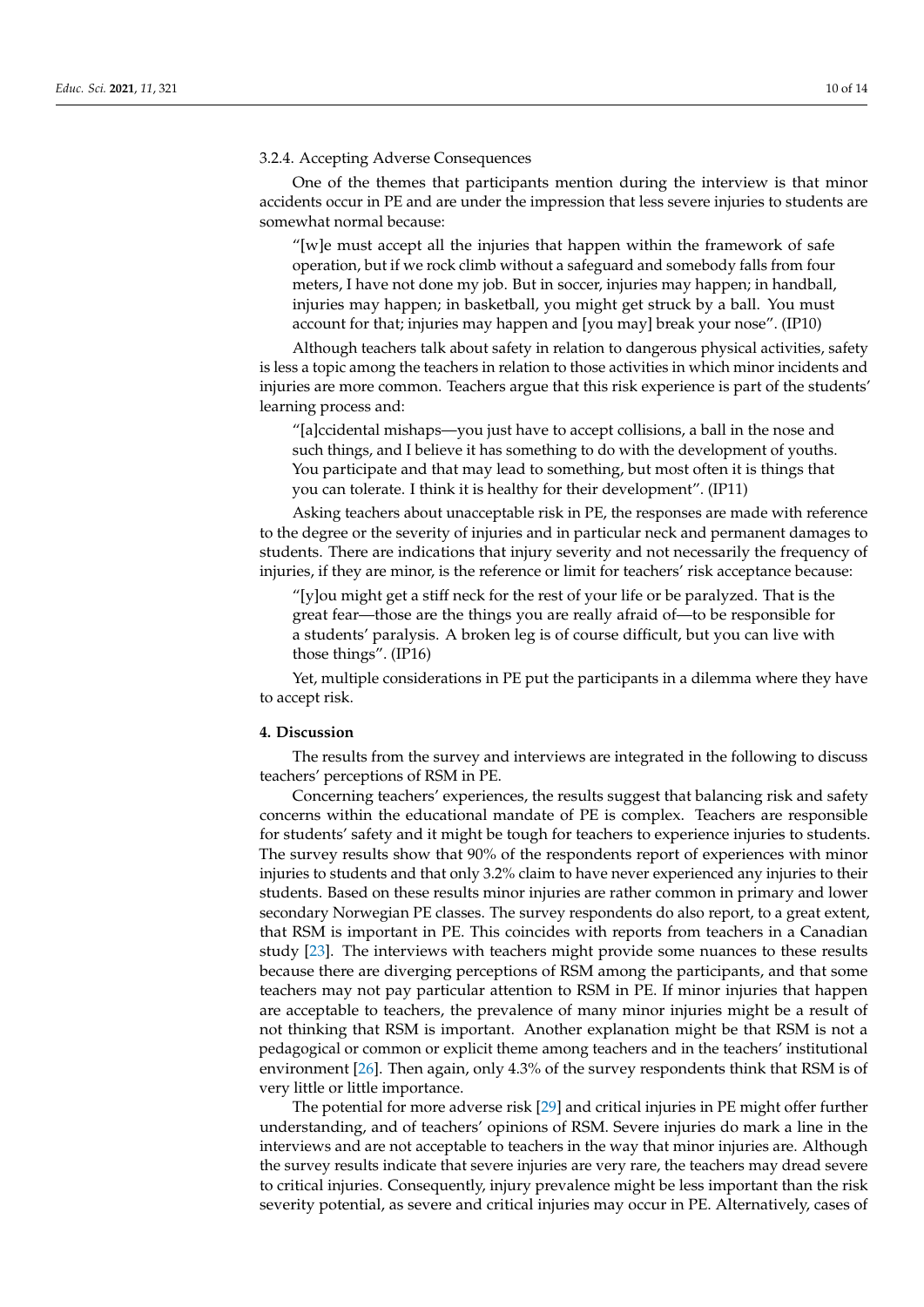#### 3.2.4. Accepting Adverse Consequences

One of the themes that participants mention during the interview is that minor accidents occur in PE and are under the impression that less severe injuries to students are somewhat normal because:

> "[w]e must accept all the injuries that happen within the framework of safe operation, but if we rock climb without a safeguard and somebody falls from four meters, I have not done my job. But in soccer, injuries may happen; in handball, injuries may happen; in basketball, you might get struck by a ball. You must account for that; injuries may happen and [you may] break your nose". (IP10)

Although teachers talk about safety in relation to dangerous physical activities, safety is less a topic among the teachers in relation to those activities in which minor incidents and injuries are more common. Teachers argue that this risk experience is part of the students' learning process and:

> "[a]ccidental mishaps—you just have to accept collisions, a ball in the nose and such things, and I believe it has something to do with the development of youths. You participate and that may lead to something, but most often it is things that you can tolerate. I think it is healthy for their development". (IP11)

Asking teachers about unacceptable risk in PE, the responses are made with reference to the degree or the severity of injuries and in particular neck and permanent damages to students. There are indications that injury severity and not necessarily the frequency of injuries, if they are minor, is the reference or limit for teachers' risk acceptance because:

> "[y]ou might get a stiff neck for the rest of your life or be paralyzed. That is the great fear—those are the things you are really afraid of—to be responsible for a students' paralysis. A broken leg is of course difficult, but you can live with those things". (IP16)

Yet, multiple considerations in PE put the participants in a dilemma where they have to accept risk.

## 4. Discussion

The results from the survey and interviews are integrated in the following to discuss teachers' perceptions of RSM in PE.

Concerning teachers' experiences, the results suggest that balancing risk and safety concerns within the educational mandate of PE is complex. Teachers are responsible for students' safety and it might be tough for teachers to experience injuries to students. The survey results show that 90% of the respondents report of experiences with minor injuries to students and that only 3.2% claim to have never experienced any injuries to their students. Based on these results minor injuries are rather common in primary and lower secondary Norwegian PE classes. The survey respondents do also report, to a great extent, that RSM is important in PE. This coincides with reports from teachers in a Canadian study [23]. The interviews with teachers might provide some nuances to these results because there are diverging perceptions of RSM among the participants, and that some teachers may not pay particular attention to RSM in PE. If minor injuries that happen are acceptable to teachers, the prevalence of many minor injuries might be a result of not thinking that RSM is important. Another explanation might be that RSM is not a pedagogical or common or explicit theme among teachers and in the teachers' institutional environment [26]. Then again, only 4.3% of the survey respondents think that RSM is of very little or little importance.

The potential for more adverse risk [29] and critical injuries in PE might offer further understanding, and of teachers' opinions of RSM. Severe injuries do mark a line in the interviews and are not acceptable to teachers in the way that minor injuries are. Although the survey results indicate that severe injuries are very rare, the teachers may dread severe to critical injuries. Consequently, injury prevalence might be less important than the risk severity potential, as severe and critical injuries may occur in PE. Alternatively, cases of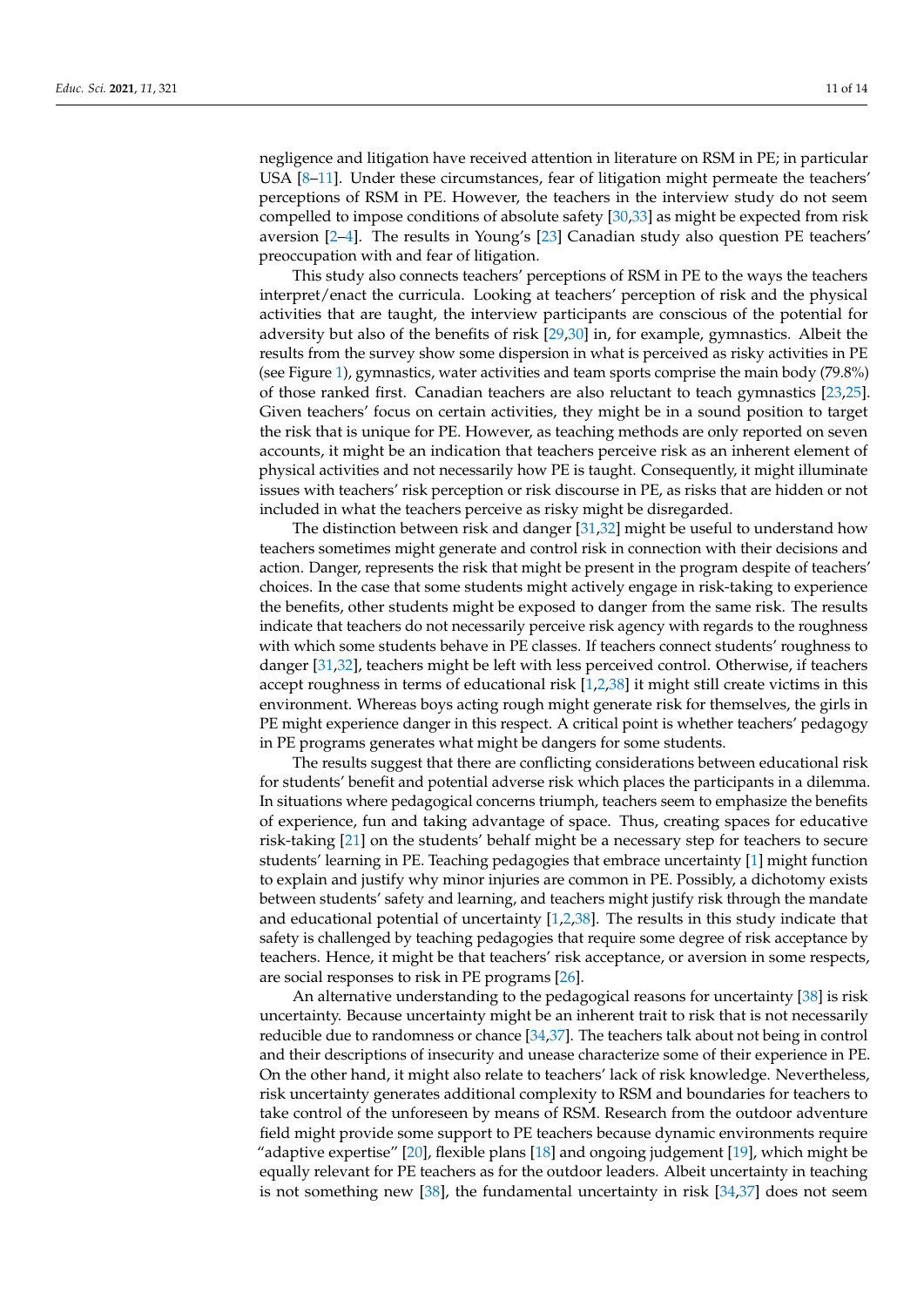negligence and litigation have received attention in literature on RSM in PE; in particular USA [8–11]. Under these circumstances, fear of litigation might permeate the teachers' perceptions of RSM in PE. However, the teachers in the interview study do not seem compelled to impose conditions of absolute safety [30,33] as might be expected from risk aversion [2–4]. The results in Young's [23] Canadian study also question PE teachers' preoccupation with and fear of litigation.

This study also connects teachers' perceptions of RSM in PE to the ways the teachers interpret/enact the curricula. Looking at teachers' perception of risk and the physical activities that are taught, the interview participants are conscious of the potential for adversity but also of the benefits of risk [29,30] in, for example, gymnastics. Albeit the results from the survey show some dispersion in what is perceived as risky activities in PE (see Figure 1), gymnastics, water activities and team sports comprise the main body (79.8%) of those ranked first. Canadian teachers are also reluctant to teach gymnastics [23,25]. Given teachers' focus on certain activities, they might be in a sound position to target the risk that is unique for PE. However, as teaching methods are only reported on seven accounts, it might be an indication that teachers perceive risk as an inherent element of physical activities and not necessarily how PE is taught. Consequently, it might illuminate issues with teachers' risk perception or risk discourse in PE, as risks that are hidden or not included in what the teachers perceive as risky might be disregarded.

The distinction between risk and danger [31,32] might be useful to understand how teachers sometimes might generate and control risk in connection with their decisions and action. Danger, represents the risk that might be present in the program despite of teachers' choices. In the case that some students might actively engage in risk-taking to experience the benefits, other students might be exposed to danger from the same risk. The results indicate that teachers do not necessarily perceive risk agency with regards to the roughness with which some students behave in PE classes. If teachers connect students' roughness to danger [31,32], teachers might be left with less perceived control. Otherwise, if teachers accept roughness in terms of educational risk [1,2,38] it might still create victims in this environment. Whereas boys acting rough might generate risk for themselves, the girls in PE might experience danger in this respect. A critical point is whether teachers' pedagogy in PE programs generates what might be dangers for some students.

The results suggest that there are conflicting considerations between educational risk for students' benefit and potential adverse risk which places the participants in a dilemma. In situations where pedagogical concerns triumph, teachers seem to emphasize the benefits of experience, fun and taking advantage of space. Thus, creating spaces for educative risk-taking [21] on the students' behalf might be a necessary step for teachers to secure students' learning in PE. Teaching pedagogies that embrace uncertainty [1] might function to explain and justify why minor injuries are common in PE. Possibly, a dichotomy exists between students' safety and learning, and teachers might justify risk through the mandate and educational potential of uncertainty [1,2,38]. The results in this study indicate that safety is challenged by teaching pedagogies that require some degree of risk acceptance by teachers. Hence, it might be that teachers' risk acceptance, or aversion in some respects, are social responses to risk in PE programs [26].

An alternative understanding to the pedagogical reasons for uncertainty [38] is risk uncertainty. Because uncertainty might be an inherent trait to risk that is not necessarily reducible due to randomness or chance [34,37]. The teachers talk about not being in control and their descriptions of insecurity and unease characterize some of their experience in PE. On the other hand, it might also relate to teachers' lack of risk knowledge. Nevertheless, risk uncertainty generates additional complexity to RSM and boundaries for teachers to take control of the unforeseen by means of RSM. Research from the outdoor adventure field might provide some support to PE teachers because dynamic environments require "adaptive expertise" [20], flexible plans [18] and ongoing judgement [19], which might be equally relevant for PE teachers as for the outdoor leaders. Albeit uncertainty in teaching is not something new [38], the fundamental uncertainty in risk [34,37] does not seem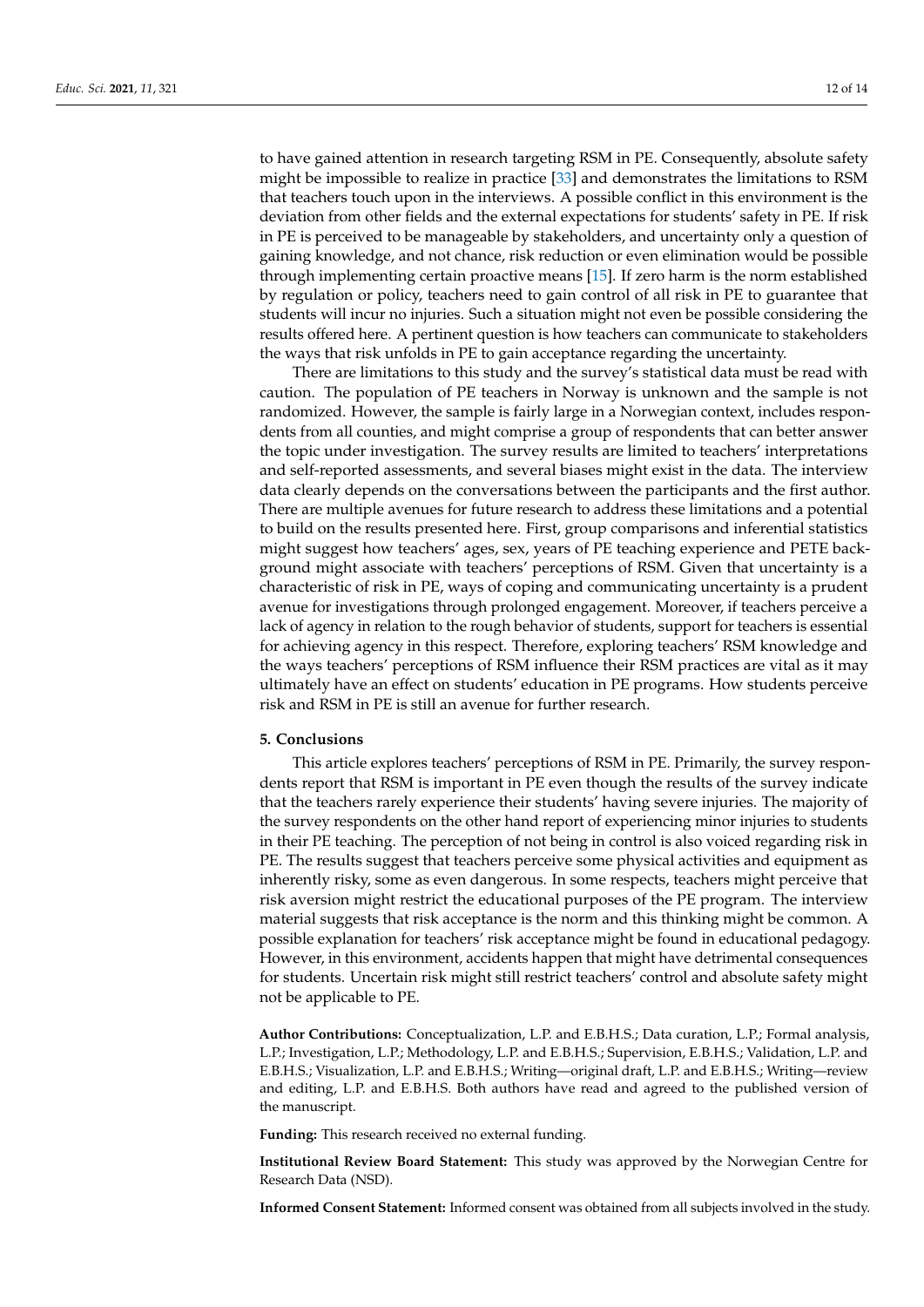to have gained attention in research targeting RSM in PE. Consequently, absolute safety might be impossible to realize in practice [33] and demonstrates the limitations to RSM that teachers touch upon in the interviews. A possible conflict in this environment is the deviation from other fields and the external expectations for students' safety in PE. If risk in PE is perceived to be manageable by stakeholders, and uncertainty only a question of gaining knowledge, and not chance, risk reduction or even elimination would be possible through implementing certain proactive means [15]. If zero harm is the norm established by regulation or policy, teachers need to gain control of all risk in PE to guarantee that students will incur no injuries. Such a situation might not even be possible considering the results offered here. A pertinent question is how teachers can communicate to stakeholders the ways that risk unfolds in PE to gain acceptance regarding the uncertainty.

There are limitations to this study and the survey's statistical data must be read with caution. The population of PE teachers in Norway is unknown and the sample is not randomized. However, the sample is fairly large in a Norwegian context, includes respondents from all counties, and might comprise a group of respondents that can better answer the topic under investigation. The survey results are limited to teachers' interpretations and self-reported assessments, and several biases might exist in the data. The interview data clearly depends on the conversations between the participants and the first author. There are multiple avenues for future research to address these limitations and a potential to build on the results presented here. First, group comparisons and inferential statistics might suggest how teachers' ages, sex, years of PE teaching experience and PETE background might associate with teachers' perceptions of RSM. Given that uncertainty is a characteristic of risk in PE, ways of coping and communicating uncertainty is a prudent avenue for investigations through prolonged engagement. Moreover, if teachers perceive a lack of agency in relation to the rough behavior of students, support for teachers is essential for achieving agency in this respect. Therefore, exploring teachers' RSM knowledge and the ways teachers' perceptions of RSM influence their RSM practices are vital as it may ultimately have an effect on students' education in PE programs. How students perceive risk and RSM in PE is still an avenue for further research.

## 5. Conclusions

This article explores teachers' perceptions of RSM in PE. Primarily, the survey respondents report that RSM is important in PE even though the results of the survey indicate that the teachers rarely experience their students' having severe injuries. The majority of the survey respondents on the other hand report of experiencing minor injuries to students in their PE teaching. The perception of not being in control is also voiced regarding risk in PE. The results suggest that teachers perceive some physical activities and equipment as inherently risky, some as even dangerous. In some respects, teachers might perceive that risk aversion might restrict the educational purposes of the PE program. The interview material suggests that risk acceptance is the norm and this thinking might be common. A possible explanation for teachers' risk acceptance might be found in educational pedagogy. However, in this environment, accidents happen that might have detrimental consequences for students. Uncertain risk might still restrict teachers' control and absolute safety might not be applicable to PE.

**Author Contributions:** Conceptualization, L.P. and E.B.H.S.; Data curation, L.P.; Formal analysis, L.P.; Investigation, L.P.; Methodology, L.P. and E.B.H.S.; Supervision, E.B.H.S.; Validation, L.P. and E.B.H.S.; Visualization, L.P. and E.B.H.S.; Writing—original draft, L.P. and E.B.H.S.; Writing—review and editing, L.P. and E.B.H.S. Both authors have read and agreed to the published version of the manuscript.

**Funding:** This research received no external funding.

**Institutional Review Board Statement:** This study was approved by the Norwegian Centre for Research Data (NSD).

**Informed Consent Statement:** Informed consent was obtained from all subjects involved in the study.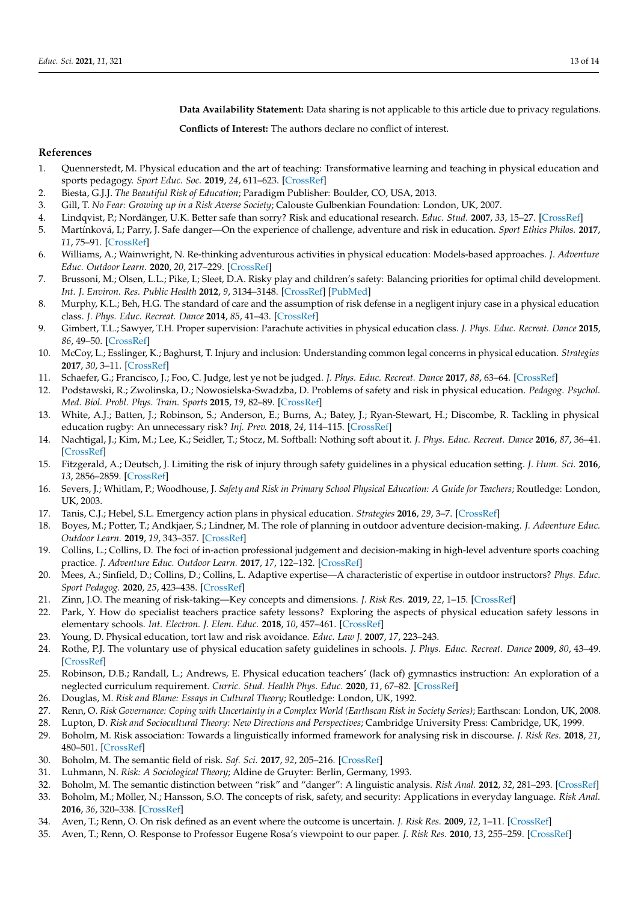**Data Availability Statement:** Data sharing is not applicable to this article due to privacy regulations.

**Conflicts of Interest:** The authors declare no conflict of interest.

## References

1. Quennerstedt, M. Physical education and the art of teaching: Transformative learning and teaching in physical education and sports pedagogy. *Sport Educ. Soc.* **2019**, *24*, 611–623. [CrossRef]
2. Biesta, G.J.J. *The Beautiful Risk of Education*; Paradigm Publisher: Boulder, CO, USA, 2013.
3. Gill, T. *No Fear: Growing up in a Risk Averse Society*; Calouste Gulbenkian Foundation: London, UK, 2007.
4. Lindqvist, P.; Nordänger, U.K. Better safe than sorry? Risk and educational research. *Educ. Stud.* **2007**, *33*, 15–27. [CrossRef]
5. Martínková, I.; Parry, J. Safe danger—On the experience of challenge, adventure and risk in education. *Sport Ethics Philos.* **2017**, *11*, 75–91. [CrossRef]
6. Williams, A.; Wainwright, N. Re-thinking adventurous activities in physical education: Models-based approaches. *J. Adventure Educ. Outdoor Learn.* **2020**, *20*, 217–229. [CrossRef]
7. Brussoni, M.; Olsen, L.L.; Pike, I.; Sleet, D.A. Risky play and children's safety: Balancing priorities for optimal child development. *Int. J. Environ. Res. Public Health* **2012**, *9*, 3134–3148. [CrossRef] [PubMed]
8. Murphy, K.L.; Beh, H.G. The standard of care and the assumption of risk defense in a negligent injury case in a physical education class. *J. Phys. Educ. Recreat. Dance* **2014**, *85*, 41–43. [CrossRef]
9. Gimbert, T.L.; Sawyer, T.H. Proper supervision: Parachute activities in physical education class. *J. Phys. Educ. Recreat. Dance* **2015**, *86*, 49–50. [CrossRef]
10. McCoy, L.; Esslinger, K.; Baghurst, T. Injury and inclusion: Understanding common legal concerns in physical education. *Strategies* **2017**, *30*, 3–11. [CrossRef]
11. Schaefer, G.; Francisco, J.; Foo, C. Judge, lest ye not be judged. *J. Phys. Educ. Recreat. Dance* **2017**, *88*, 63–64. [CrossRef]
12. Podstawski, R.; Zwolinska, D.; Nowosielska-Swadzba, D. Problems of safety and risk in physical education. *Pedagog. Psychol. Med. Biol. Probl. Phys. Train. Sports* **2015**, *19*, 82–89. [CrossRef]
13. White, A.J.; Batten, J.; Robinson, S.; Anderson, E.; Burns, A.; Batey, J.; Ryan-Stewart, H.; Discombe, R. Tackling in physical education rugby: An unnecessary risk? *Inj. Prev.* **2018**, *24*, 114–115. [CrossRef]
14. Nachtigal, J.; Kim, M.; Lee, K.; Seidler, T.; Stocz, M. Softball: Nothing soft about it. *J. Phys. Educ. Recreat. Dance* **2016**, *87*, 36–41. [CrossRef]
15. Fitzgerald, A.; Deutsch, J. Limiting the risk of injury through safety guidelines in a physical education setting. *J. Hum. Sci.* **2016**, *13*, 2856–2859. [CrossRef]
16. Severs, J.; Whitlam, P.; Woodhouse, J. *Safety and Risk in Primary School Physical Education: A Guide for Teachers*; Routledge: London, UK, 2003.
17. Tanis, C.J.; Hebel, S.L. Emergency action plans in physical education. *Strategies* **2016**, *29*, 3–7. [CrossRef]
18. Boyes, M.; Potter, T.; Andkjaer, S.; Lindner, M. The role of planning in outdoor adventure decision-making. *J. Adventure Educ. Outdoor Learn.* **2019**, *19*, 343–357. [CrossRef]
19. Collins, L.; Collins, D. The foci of in-action professional judgement and decision-making in high-level adventure sports coaching practice. *J. Adventure Educ. Outdoor Learn.* **2017**, *17*, 122–132. [CrossRef]
20. Mees, A.; Sinfield, D.; Collins, D.; Collins, L. Adaptive expertise—A characteristic of expertise in outdoor instructors? *Phys. Educ. Sport Pedagog.* **2020**, *25*, 423–438. [CrossRef]
21. Zinn, J.O. The meaning of risk-taking—Key concepts and dimensions. *J. Risk Res.* **2019**, *22*, 1–15. [CrossRef]
22. Park, Y. How do specialist teachers practice safety lessons? Exploring the aspects of physical education safety lessons in elementary schools. *Int. Electron. J. Elem. Educ.* **2018**, *10*, 457–461. [CrossRef]
23. Young, D. Physical education, tort law and risk avoidance. *Educ. Law J.* **2007**, *17*, 223–243.
24. Rothe, P.J. The voluntary use of physical education safety guidelines in schools. *J. Phys. Educ. Recreat. Dance* **2009**, *80*, 43–49. [CrossRef]
25. Robinson, D.B.; Randall, L.; Andrews, E. Physical education teachers' (lack of) gymnastics instruction: An exploration of a neglected curriculum requirement. *Curric. Stud. Health Phys. Educ.* **2020**, *11*, 67–82. [CrossRef]
26. Douglas, M. *Risk and Blame: Essays in Cultural Theory*; Routledge: London, UK, 1992.
27. Renn, O. *Risk Governance: Coping with Uncertainty in a Complex World (Earthscan Risk in Society Series)*; Earthscan: London, UK, 2008.
28. Lupton, D. *Risk and Sociocultural Theory: New Directions and Perspectives*; Cambridge University Press: Cambridge, UK, 1999.
29. Boholm, M. Risk association: Towards a linguistically informed framework for analysing risk in discourse. *J. Risk Res.* **2018**, *21*, 480–501. [CrossRef]
30. Boholm, M. The semantic field of risk. *Saf. Sci.* **2017**, *92*, 205–216. [CrossRef]
31. Luhmann, N. *Risk: A Sociological Theory*; Aldine de Gruyter: Berlin, Germany, 1993.
32. Boholm, M. The semantic distinction between "risk" and "danger": A linguistic analysis. *Risk Anal.* **2012**, *32*, 281–293. [CrossRef]
33. Boholm, M.; Möller, N.; Hansson, S.O. The concepts of risk, safety, and security: Applications in everyday language. *Risk Anal.* **2016**, *36*, 320–338. [CrossRef]
34. Aven, T.; Renn, O. On risk defined as an event where the outcome is uncertain. *J. Risk Res.* **2009**, *12*, 1–11. [CrossRef]
35. Aven, T.; Renn, O. Response to Professor Eugene Rosa's viewpoint to our paper. *J. Risk Res.* **2010**, *13*, 255–259. [CrossRef]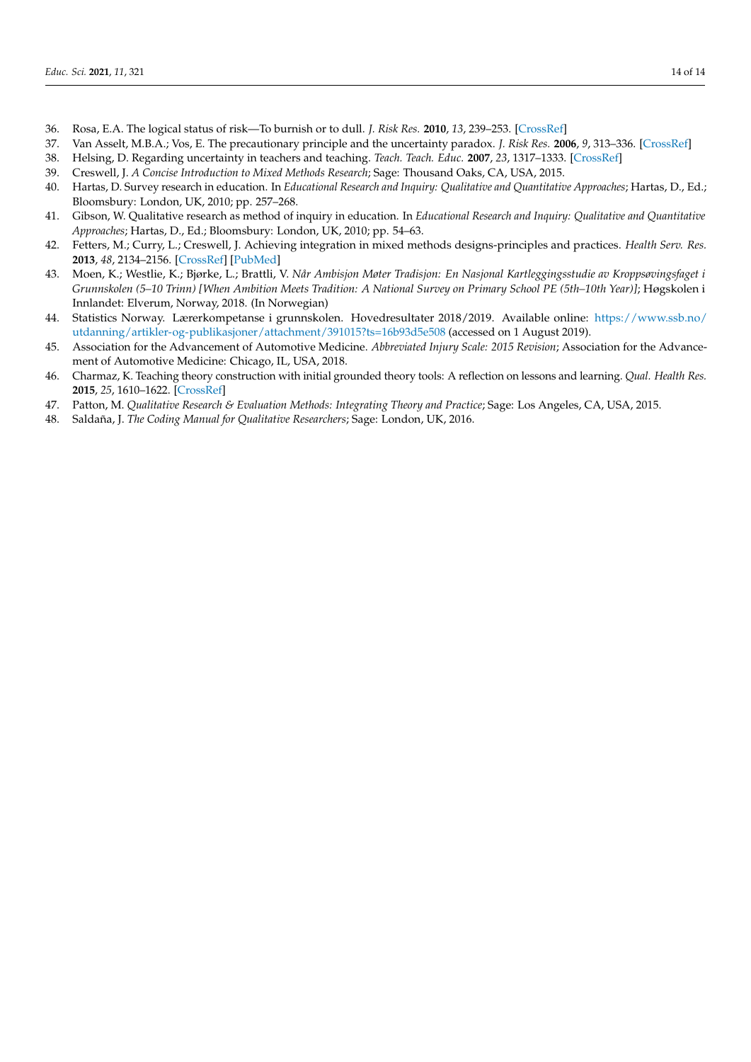36. Rosa, E.A. The logical status of risk—To burnish or to dull. *J. Risk Res.* **2010**, *13*, 239–253. [CrossRef]
37. Van Asselt, M.B.A.; Vos, E. The precautionary principle and the uncertainty paradox. *J. Risk Res.* **2006**, *9*, 313–336. [CrossRef]
38. Helsing, D. Regarding uncertainty in teachers and teaching. *Teach. Teach. Educ.* **2007**, *23*, 1317–1333. [CrossRef]
39. Creswell, J. *A Concise Introduction to Mixed Methods Research*; Sage: Thousand Oaks, CA, USA, 2015.
40. Hartas, D. Survey research in education. In *Educational Research and Inquiry: Qualitative and Quantitative Approaches*; Hartas, D., Ed.; Bloomsbury: London, UK, 2010; pp. 257–268.
41. Gibson, W. Qualitative research as method of inquiry in education. In *Educational Research and Inquiry: Qualitative and Quantitative Approaches*; Hartas, D., Ed.; Bloomsbury: London, UK, 2010; pp. 54–63.
42. Fetters, M.; Curry, L.; Creswell, J. Achieving integration in mixed methods designs-principles and practices. *Health Serv. Res.* **2013**, *48*, 2134–2156. [CrossRef] [PubMed]
43. Moen, K.; Westlie, K.; Bjørke, L.; Brattli, V. *Når Ambisjon Møter Tradisjon: En Nasjonal Kartleggingsstudie av Kroppsøvingsfaget i Grunnskolen (5–10 Trinn) [When Ambition Meets Tradition: A National Survey on Primary School PE (5th–10th Year)]*; Høgskolen i Innlandet: Elverum, Norway, 2018. (In Norwegian)
44. Statistics Norway. Lærerkompetanse i grunnskolen. Hovedresultater 2018/2019. Available online: https://www.ssb.no/utdanning/artikler-og-publikasjoner/attachment/391015?ts=16b93d5e508 (accessed on 1 August 2019).
45. Association for the Advancement of Automotive Medicine. *Abbreviated Injury Scale: 2015 Revision*; Association for the Advancement of Automotive Medicine: Chicago, IL, USA, 2018.
46. Charmaz, K. Teaching theory construction with initial grounded theory tools: A reflection on lessons and learning. *Qual. Health Res.* **2015**, *25*, 1610–1622. [CrossRef]
47. Patton, M. *Qualitative Research & Evaluation Methods: Integrating Theory and Practice*; Sage: Los Angeles, CA, USA, 2015.
48. Saldaña, J. *The Coding Manual for Qualitative Researchers*; Sage: London, UK, 2016.